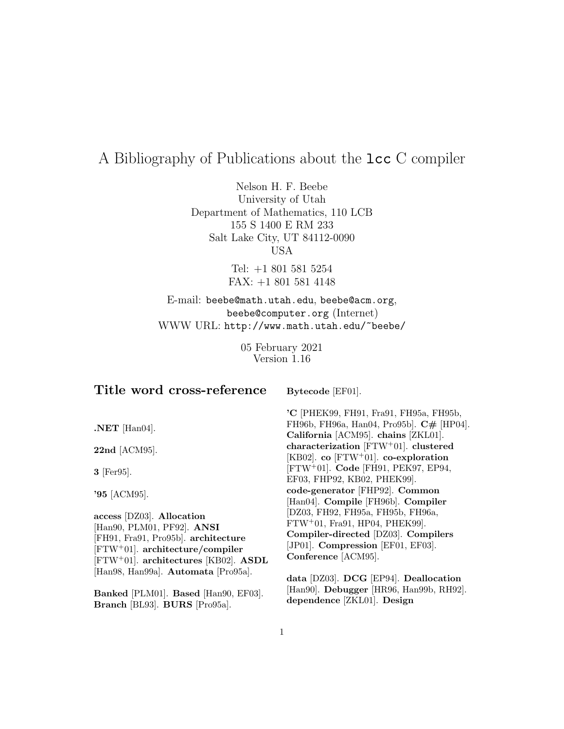# A Bibliography of Publications about the `lcc` C compiler

Nelson H. F. Beebe
University of Utah
Department of Mathematics, 110 LCB
155 S 1400 E RM 233
Salt Lake City, UT 84112-0090
USA

Tel: +1 801 581 5254
FAX: +1 801 581 4148

E-mail: `beebe@math.utah.edu`, `beebe@acm.org`, `beebe@computer.org` (Internet)
WWW URL: `http://www.math.utah.edu/~beebe/`

05 February 2021
Version 1.16

## Title word cross-reference

**.NET** [Han04].

**22nd** [ACM95].

**3** [Fer95].

**'95** [ACM95].

**access** [DZ03]. **Allocation** [Han90, PLM01, PF92]. **ANSI** [FH91, Fra91, Pro95b]. **architecture** [FTW+01]. **architecture/compiler** [FTW+01]. **architectures** [KB02]. **ASDL** [Han98, Han99a]. **Automata** [Pro95a].

**Banked** [PLM01]. **Based** [Han90, EF03]. **Branch** [BL93]. **BURS** [Pro95a].

**Bytecode** [EF01].

**'C** [PHEK99, FH91, Fra91, FH95a, FH95b, FH96b, FH96a, Han04, Pro95b]. **C#** [HP04]. **California** [ACM95]. **chains** [ZKL01]. **characterization** [FTW+01]. **clustered** [KB02]. **co** [FTW+01]. **co-exploration** [FTW+01]. **Code** [FH91, PEK97, EP94, EF03, FHP92, KB02, PHEK99]. **code-generator** [FHP92]. **Common** [Han04]. **Compile** [FH96b]. **Compiler** [DZ03, FH92, FH95a, FH95b, FH96a, FTW+01, Fra91, HP04, PHEK99]. **Compiler-directed** [DZ03]. **Compilers** [JP01]. **Compression** [EF01, EF03]. **Conference** [ACM95].

**data** [DZ03]. **DCG** [EP94]. **Deallocation** [Han90]. **Debugger** [HR96, Han99b, RH92]. **dependence** [ZKL01]. **Design**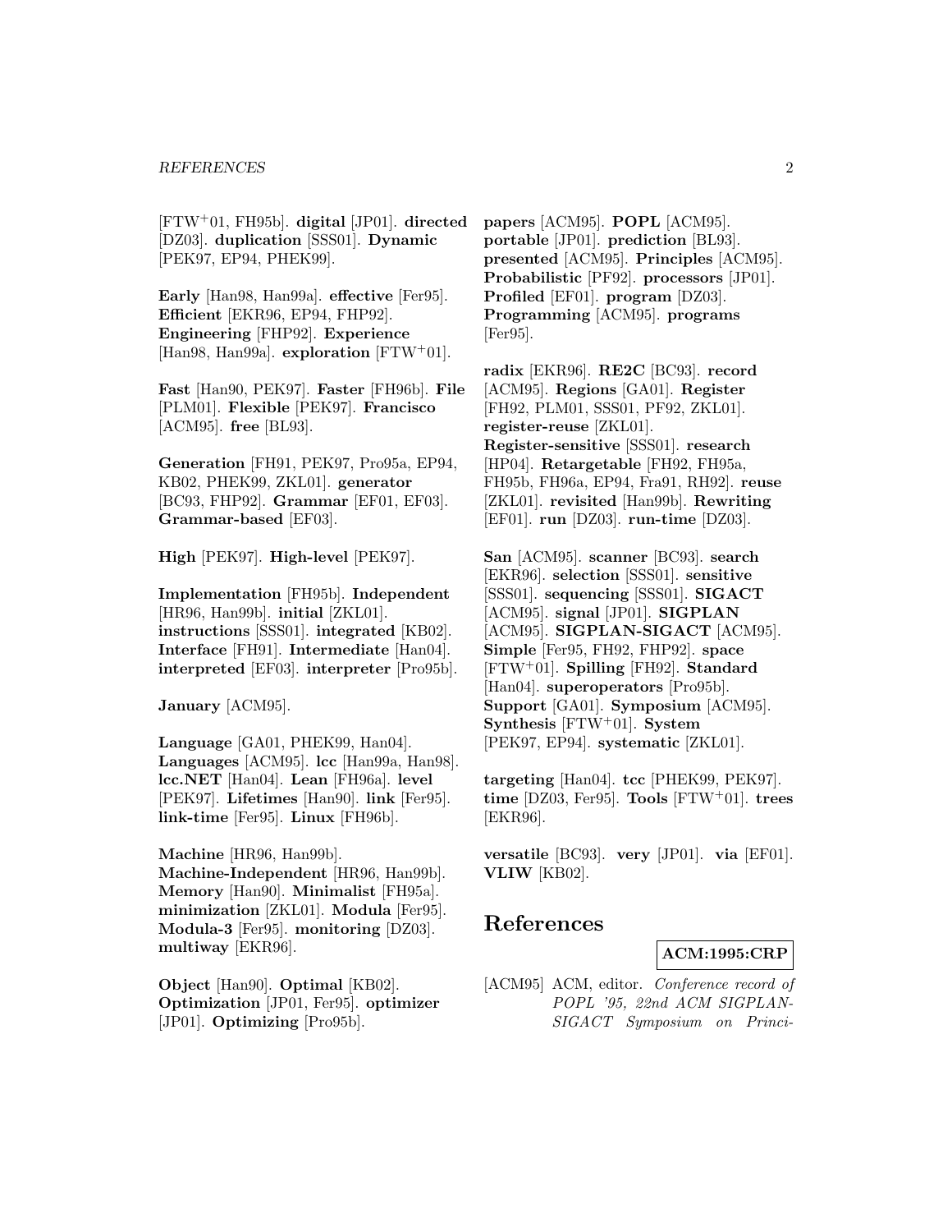[FTW+01, FH95b]. **digital** [JP01]. **directed** [DZ03]. **duplication** [SSS01]. **Dynamic** [PEK97, EP94, PHEK99].

**Early** [Han98, Han99a]. **effective** [Fer95]. **Efficient** [EKR96, EP94, FHP92]. **Engineering** [FHP92]. **Experience** [Han98, Han99a]. **exploration** [FTW+01].

**Fast** [Han90, PEK97]. **Faster** [FH96b]. **File** [PLM01]. **Flexible** [PEK97]. **Francisco** [ACM95]. **free** [BL93].

**Generation** [FH91, PEK97, Pro95a, EP94, KB02, PHEK99, ZKL01]. **generator** [BC93, FHP92]. **Grammar** [EF01, EF03]. **Grammar-based** [EF03].

**High** [PEK97]. **High-level** [PEK97].

**Implementation** [FH95b]. **Independent** [HR96, Han99b]. **initial** [ZKL01]. **instructions** [SSS01]. **integrated** [KB02]. **Interface** [FH91]. **Intermediate** [Han04]. **interpreted** [EF03]. **interpreter** [Pro95b].

**January** [ACM95].

**Language** [GA01, PHEK99, Han04]. **Languages** [ACM95]. **lcc** [Han99a, Han98]. **lcc.NET** [Han04]. **Lean** [FH96a]. **level** [PEK97]. **Lifetimes** [Han90]. **link** [Fer95]. **link-time** [Fer95]. **Linux** [FH96b].

**Machine** [HR96, Han99b]. **Machine-Independent** [HR96, Han99b]. **Memory** [Han90]. **Minimalist** [FH95a]. **minimization** [ZKL01]. **Modula** [Fer95]. **Modula-3** [Fer95]. **monitoring** [DZ03]. **multiway** [EKR96].

**Object** [Han90]. **Optimal** [KB02]. **Optimization** [JP01, Fer95]. **optimizer** [JP01]. **Optimizing** [Pro95b].

**papers** [ACM95]. **POPL** [ACM95]. **portable** [JP01]. **prediction** [BL93]. **presented** [ACM95]. **Principles** [ACM95]. **Probabilistic** [PF92]. **processors** [JP01]. **Profiled** [EF01]. **program** [DZ03]. **Programming** [ACM95]. **programs** [Fer95].

**radix** [EKR96]. **RE2C** [BC93]. **record** [ACM95]. **Regions** [GA01]. **Register** [FH92, PLM01, SSS01, PF92, ZKL01]. **register-reuse** [ZKL01]. **Register-sensitive** [SSS01]. **research** [HP04]. **Retargetable** [FH92, FH95a, FH95b, FH96a, EP94, Fra91, RH92]. **reuse** [ZKL01]. **revisited** [Han99b]. **Rewriting** [EF01]. **run** [DZ03]. **run-time** [DZ03].

**San** [ACM95]. **scanner** [BC93]. **search** [EKR96]. **selection** [SSS01]. **sensitive** [SSS01]. **sequencing** [SSS01]. **SIGACT** [ACM95]. **signal** [JP01]. **SIGPLAN** [ACM95]. **SIGPLAN-SIGACT** [ACM95]. **Simple** [Fer95, FH92, FHP92]. **space** [FTW+01]. **Spilling** [FH92]. **Standard** [Han04]. **superoperators** [Pro95b]. **Support** [GA01]. **Symposium** [ACM95]. **Synthesis** [FTW+01]. **System** [PEK97, EP94]. **systematic** [ZKL01].

**targeting** [Han04]. **tcc** [PHEK99, PEK97]. **time** [DZ03, Fer95]. **Tools** [FTW+01]. **trees** [EKR96].

**versatile** [BC93]. **very** [JP01]. **via** [EF01]. **VLIW** [KB02].

# References

**ACM:1995:CRP**

[ACM95] ACM, editor. *Conference record of POPL '95, 22nd ACM SIGPLAN-SIGACT Symposium on Princi-*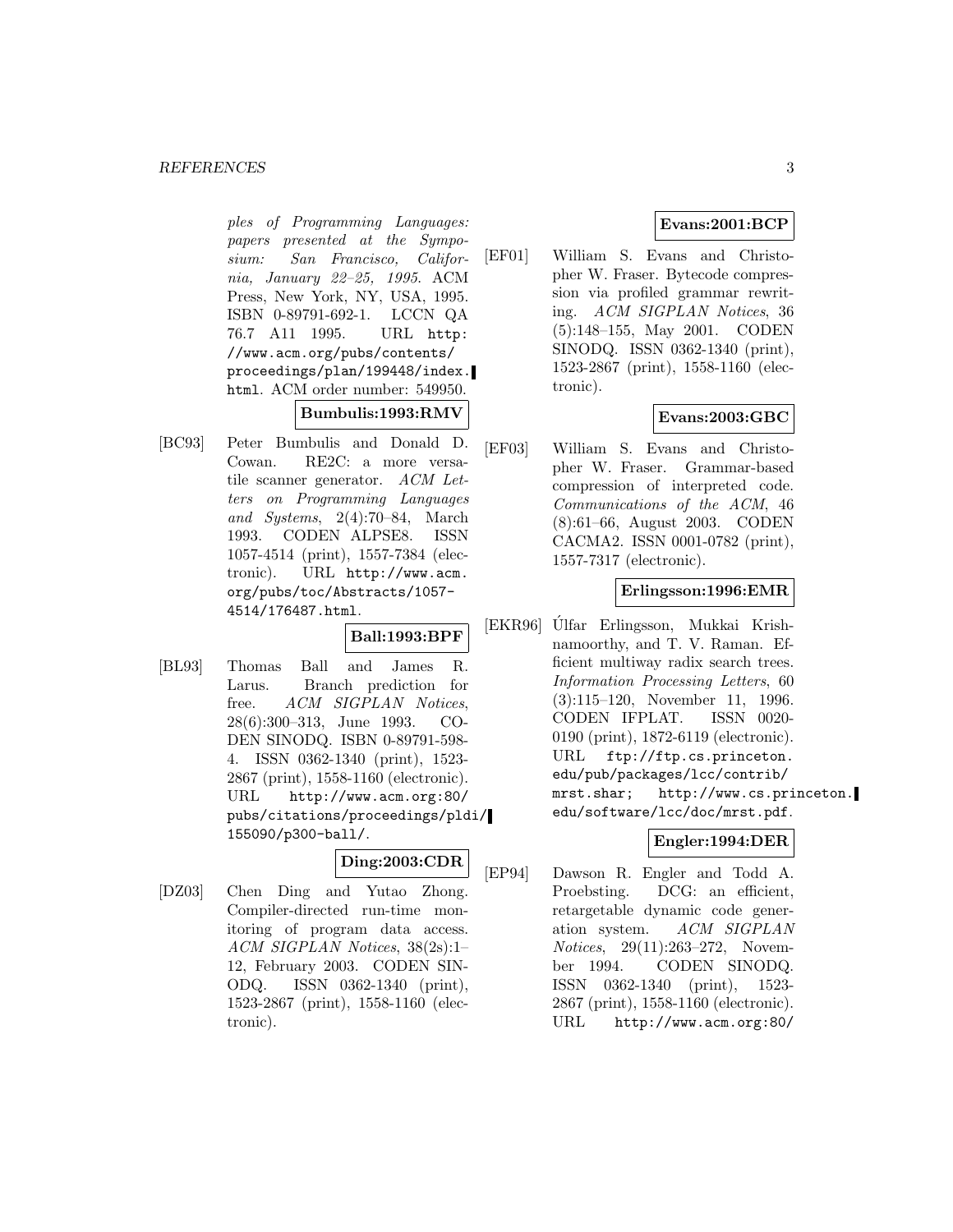ples of Programming Languages: papers presented at the Symposium: San Francisco, California, January 22–25, 1995*. ACM Press, New York, NY, USA, 1995. ISBN 0-89791-692-1. LCCN QA 76.7 A11 1995. URL http://www.acm.org/pubs/contents/proceedings/plan/199448/index.html. ACM order number: 549950.

**Bumbulis:1993:RMV**

[BC93] Peter Bumbulis and Donald D. Cowan. RE2C: a more versatile scanner generator. *ACM Letters on Programming Languages and Systems*, 2(4):70–84, March 1993. CODEN ALPSE8. ISSN 1057-4514 (print), 1557-7384 (electronic). URL http://www.acm.org/pubs/toc/Abstracts/1057-4514/176487.html.

**Ball:1993:BPF**

[BL93] Thomas Ball and James R. Larus. Branch prediction for free. *ACM SIGPLAN Notices*, 28(6):300–313, June 1993. CODEN SINODQ. ISBN 0-89791-598-4. ISSN 0362-1340 (print), 1523-2867 (print), 1558-1160 (electronic). URL http://www.acm.org:80/pubs/citations/proceedings/pldi/155090/p300-ball/.

**Ding:2003:CDR**

[DZ03] Chen Ding and Yutao Zhong. Compiler-directed run-time monitoring of program data access. *ACM SIGPLAN Notices*, 38(2s):1–12, February 2003. CODEN SINODQ. ISSN 0362-1340 (print), 1523-2867 (print), 1558-1160 (electronic).

**Evans:2001:BCP**

[EF01] William S. Evans and Christopher W. Fraser. Bytecode compression via profiled grammar rewriting. *ACM SIGPLAN Notices*, 36(5):148–155, May 2001. CODEN SINODQ. ISSN 0362-1340 (print), 1523-2867 (print), 1558-1160 (electronic).

**Evans:2003:GBC**

[EF03] William S. Evans and Christopher W. Fraser. Grammar-based compression of interpreted code. *Communications of the ACM*, 46(8):61–66, August 2003. CODEN CACMA2. ISSN 0001-0782 (print), 1557-7317 (electronic).

**Erlingsson:1996:EMR**

[EKR96] Úlfar Erlingsson, Mukkai Krishnamoorthy, and T. V. Raman. Efficient multiway radix search trees. *Information Processing Letters*, 60(3):115–120, November 11, 1996. CODEN IFPLAT. ISSN 0020-0190 (print), 1872-6119 (electronic). URL ftp://ftp.cs.princeton.edu/pub/packages/lcc/contrib/mrst.shar; http://www.cs.princeton.edu/software/lcc/doc/mrst.pdf.

**Engler:1994:DER**

[EP94] Dawson R. Engler and Todd A. Proebsting. DCG: an efficient, retargetable dynamic code generation system. *ACM SIGPLAN Notices*, 29(11):263–272, November 1994. CODEN SINODQ. ISSN 0362-1340 (print), 1523-2867 (print), 1558-1160 (electronic). URL http://www.acm.org:80/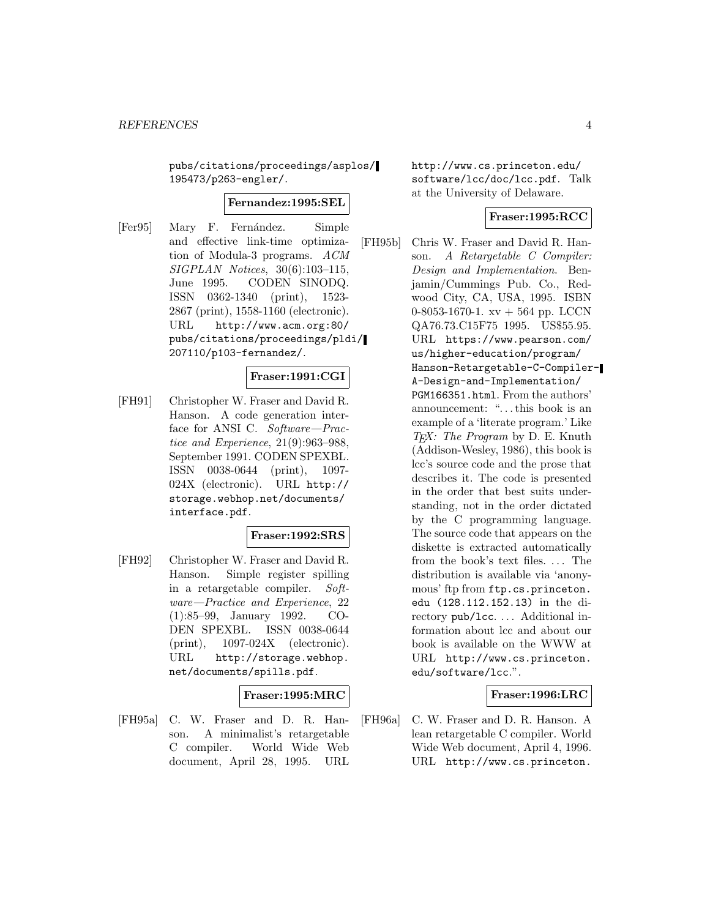pubs/citations/proceedings/asplos/195473/p263-engler/.

**Fernandez:1995:SEL**

[Fer95] Mary F. Fernández. Simple and effective link-time optimization of Modula-3 programs. *ACM SIGPLAN Notices*, 30(6):103–115, June 1995. CODEN SINODQ. ISSN 0362-1340 (print), 1523-2867 (print), 1558-1160 (electronic). URL http://www.acm.org:80/pubs/citations/proceedings/pldi/207110/p103-fernandez/.

**Fraser:1991:CGI**

[FH91] Christopher W. Fraser and David R. Hanson. A code generation interface for ANSI C. *Software—Practice and Experience*, 21(9):963–988, September 1991. CODEN SPEXBL. ISSN 0038-0644 (print), 1097-024X (electronic). URL http://storage.webhop.net/documents/interface.pdf.

**Fraser:1992:SRS**

[FH92] Christopher W. Fraser and David R. Hanson. Simple register spilling in a retargetable compiler. *Software—Practice and Experience*, 22 (1):85–99, January 1992. CODEN SPEXBL. ISSN 0038-0644 (print), 1097-024X (electronic). URL http://storage.webhop.net/documents/spills.pdf.

**Fraser:1995:MRC**

[FH95a] C. W. Fraser and D. R. Hanson. A minimalist's retargetable C compiler. World Wide Web document, April 28, 1995. URL http://www.cs.princeton.edu/software/lcc/doc/lcc.pdf. Talk at the University of Delaware.

**Fraser:1995:RCC**

[FH95b] Chris W. Fraser and David R. Hanson. *A Retargetable C Compiler: Design and Implementation*. Benjamin/Cummings Pub. Co., Redwood City, CA, USA, 1995. ISBN 0-8053-1670-1. xv + 564 pp. LCCN QA76.73.C15F75 1995. US$55.95. URL https://www.pearson.com/us/higher-education/program/Hanson-Retargetable-C-Compiler-A-Design-and-Implementation/PGM166351.html. From the authors' announcement: "...this book is an example of a 'literate program.' Like *TEX: The Program* by D. E. Knuth (Addison-Wesley, 1986), this book is lcc's source code and the prose that describes it. The code is presented in the order that best suits understanding, not in the order dictated by the C programming language. The source code that appears on the diskette is extracted automatically from the book's text files. ... The distribution is available via 'anonymous' ftp from ftp.cs.princeton.edu (128.112.152.13) in the directory pub/lcc. ... Additional information about lcc and about our book is available on the WWW at URL http://www.cs.princeton.edu/software/lcc.".

**Fraser:1996:LRC**

[FH96a] C. W. Fraser and D. R. Hanson. A lean retargetable C compiler. World Wide Web document, April 4, 1996. URL http://www.cs.princeton.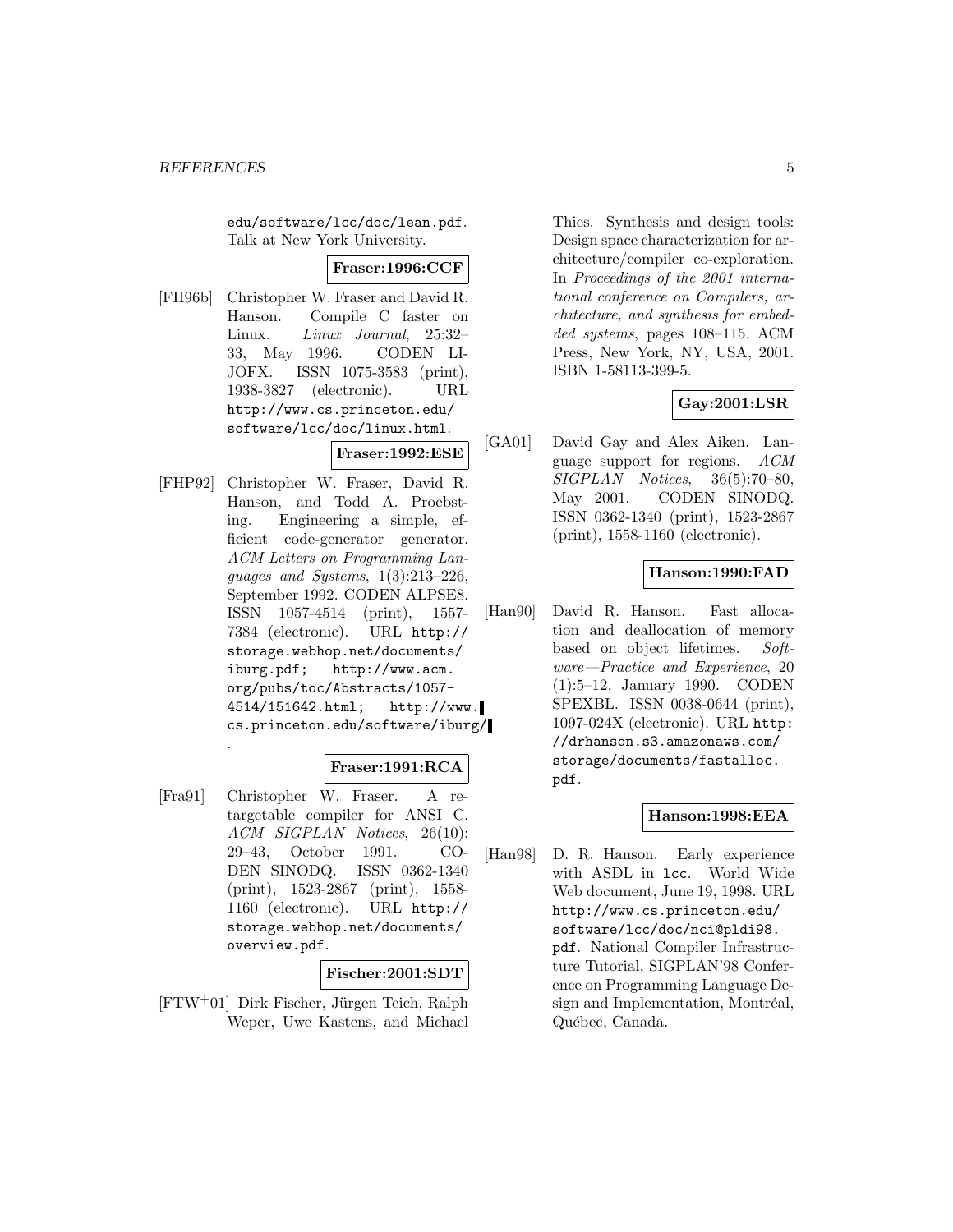edu/software/lcc/doc/lean.pdf. Talk at New York University.

**Fraser:1996:CCF**

[FH96b] Christopher W. Fraser and David R. Hanson. Compile C faster on Linux. *Linux Journal*, 25:32–33, May 1996. CODEN LIJOFX. ISSN 1075-3583 (print), 1938-3827 (electronic). URL http://www.cs.princeton.edu/software/lcc/doc/linux.html.

**Fraser:1992:ESE**

[FHP92] Christopher W. Fraser, David R. Hanson, and Todd A. Proebsting. Engineering a simple, efficient code-generator generator. *ACM Letters on Programming Languages and Systems*, 1(3):213–226, September 1992. CODEN ALPSE8. ISSN 1057-4514 (print), 1557-7384 (electronic). URL http://storage.webhop.net/documents/iburg.pdf; http://www.acm.org/pubs/toc/Abstracts/1057-4514/151642.html; http://www.cs.princeton.edu/software/iburg/.

**Fraser:1991:RCA**

[Fra91] Christopher W. Fraser. A retargetable compiler for ANSI C. *ACM SIGPLAN Notices*, 26(10): 29–43, October 1991. CODEN SINODQ. ISSN 0362-1340 (print), 1523-2867 (print), 1558-1160 (electronic). URL http://storage.webhop.net/documents/overview.pdf.

**Fischer:2001:SDT**

[FTW+01] Dirk Fischer, Jürgen Teich, Ralph Weper, Uwe Kastens, and Michael Thies. Synthesis and design tools: Design space characterization for architecture/compiler co-exploration. In *Proceedings of the 2001 international conference on Compilers, architecture, and synthesis for embedded systems*, pages 108–115. ACM Press, New York, NY, USA, 2001. ISBN 1-58113-399-5.

**Gay:2001:LSR**

[GA01] David Gay and Alex Aiken. Language support for regions. *ACM SIGPLAN Notices*, 36(5):70–80, May 2001. CODEN SINODQ. ISSN 0362-1340 (print), 1523-2867 (print), 1558-1160 (electronic).

**Hanson:1990:FAD**

[Han90] David R. Hanson. Fast allocation and deallocation of memory based on object lifetimes. *Software—Practice and Experience*, 20 (1):5–12, January 1990. CODEN SPEXBL. ISSN 0038-0644 (print), 1097-024X (electronic). URL http://drhanson.s3.amazonaws.com/storage/documents/fastalloc.pdf.

**Hanson:1998:EEA**

[Han98] D. R. Hanson. Early experience with ASDL in lcc. World Wide Web document, June 19, 1998. URL http://www.cs.princeton.edu/software/lcc/doc/nci@pldi98.pdf. National Compiler Infrastructure Tutorial, SIGPLAN'98 Conference on Programming Language Design and Implementation, Montréal, Québec, Canada.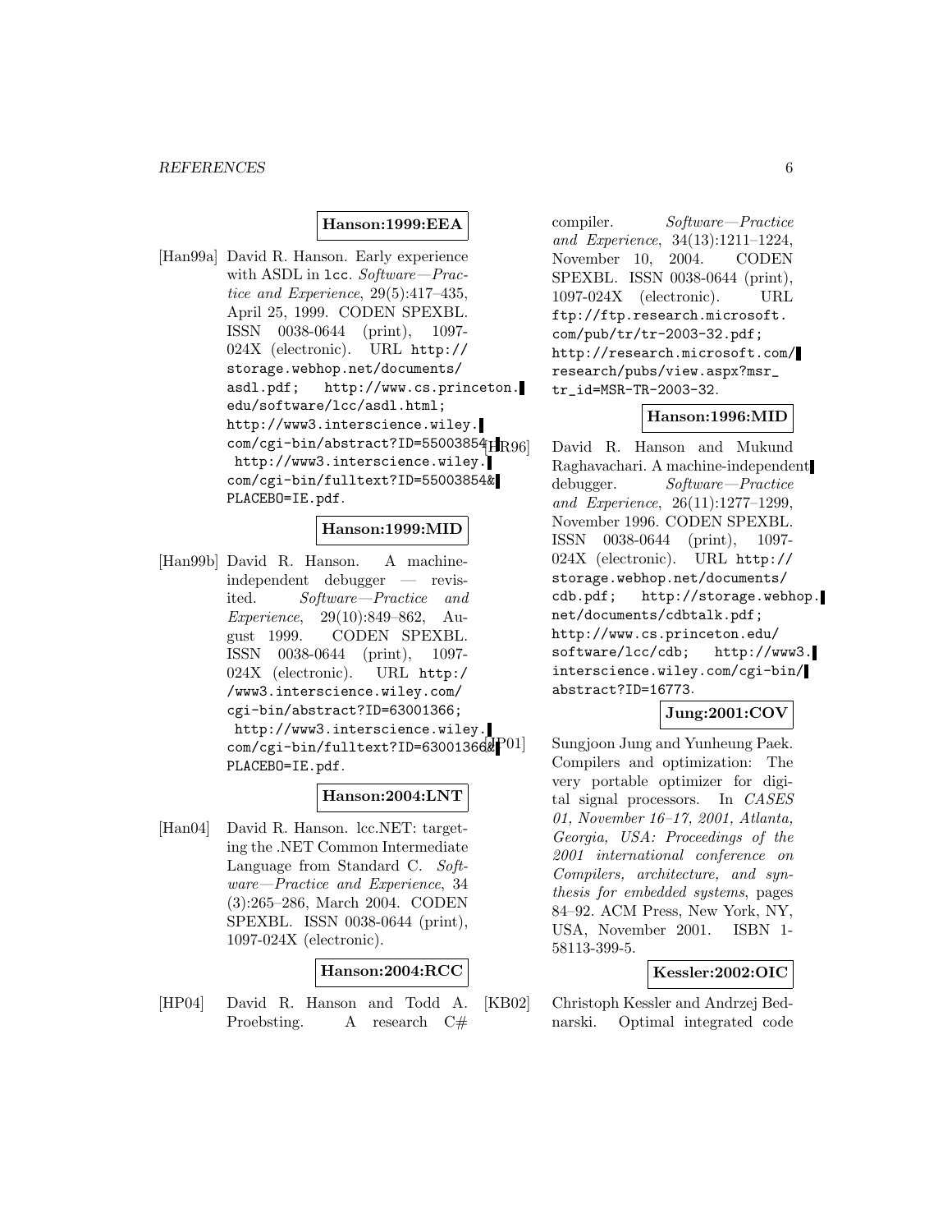**Hanson:1999:EEA**

[Han99a] David R. Hanson. Early experience with ASDL in lcc. *Software—Practice and Experience*, 29(5):417–435, April 25, 1999. CODEN SPEXBL. ISSN 0038-0644 (print), 1097-024X (electronic). URL http://storage.webhop.net/documents/asdl.pdf; http://www.cs.princeton.edu/software/lcc/asdl.html; http://www3.interscience.wiley.com/cgi-bin/abstract?ID=55003854; http://www3.interscience.wiley.com/cgi-bin/fulltext?ID=55003854&PLACEBO=IE.pdf.

**Hanson:1999:MID**

[Han99b] David R. Hanson. A machine-independent debugger — revisited. *Software—Practice and Experience*, 29(10):849–862, August 1999. CODEN SPEXBL. ISSN 0038-0644 (print), 1097-024X (electronic). URL http://www3.interscience.wiley.com/cgi-bin/abstract?ID=63001366; http://www3.interscience.wiley.com/cgi-bin/fulltext?ID=63001366&PLACEBO=IE.pdf.

**Hanson:2004:LNT**

[Han04] David R. Hanson. lcc.NET: targeting the .NET Common Intermediate Language from Standard C. *Software—Practice and Experience*, 34 (3):265–286, March 2004. CODEN SPEXBL. ISSN 0038-0644 (print), 1097-024X (electronic).

**Hanson:2004:RCC**

[HP04] David R. Hanson and Todd A. Proebsting. A research C# compiler. *Software—Practice and Experience*, 34(13):1211–1224, November 10, 2004. CODEN SPEXBL. ISSN 0038-0644 (print), 1097-024X (electronic). URL ftp://ftp.research.microsoft.com/pub/tr/tr-2003-32.pdf; http://research.microsoft.com/research/pubs/view.aspx?msr_tr_id=MSR-TR-2003-32.

**Hanson:1996:MID**

[HR96] David R. Hanson and Mukund Raghavachari. A machine-independent debugger. *Software—Practice and Experience*, 26(11):1277–1299, November 1996. CODEN SPEXBL. ISSN 0038-0644 (print), 1097-024X (electronic). URL http://storage.webhop.net/documents/cdb.pdf; http://storage.webhop.net/documents/cdbtalk.pdf; http://www.cs.princeton.edu/software/lcc/cdb; http://www3.interscience.wiley.com/cgi-bin/abstract?ID=16773.

**Jung:2001:COV**

[JP01] Sungjoon Jung and Yunheung Paek. Compilers and optimization: The very portable optimizer for digital signal processors. In *CASES 01, November 16–17, 2001, Atlanta, Georgia, USA: Proceedings of the 2001 international conference on Compilers, architecture, and synthesis for embedded systems*, pages 84–92. ACM Press, New York, NY, USA, November 2001. ISBN 1-58113-399-5.

**Kessler:2002:OIC**

[KB02] Christoph Kessler and Andrzej Bednarski. Optimal integrated code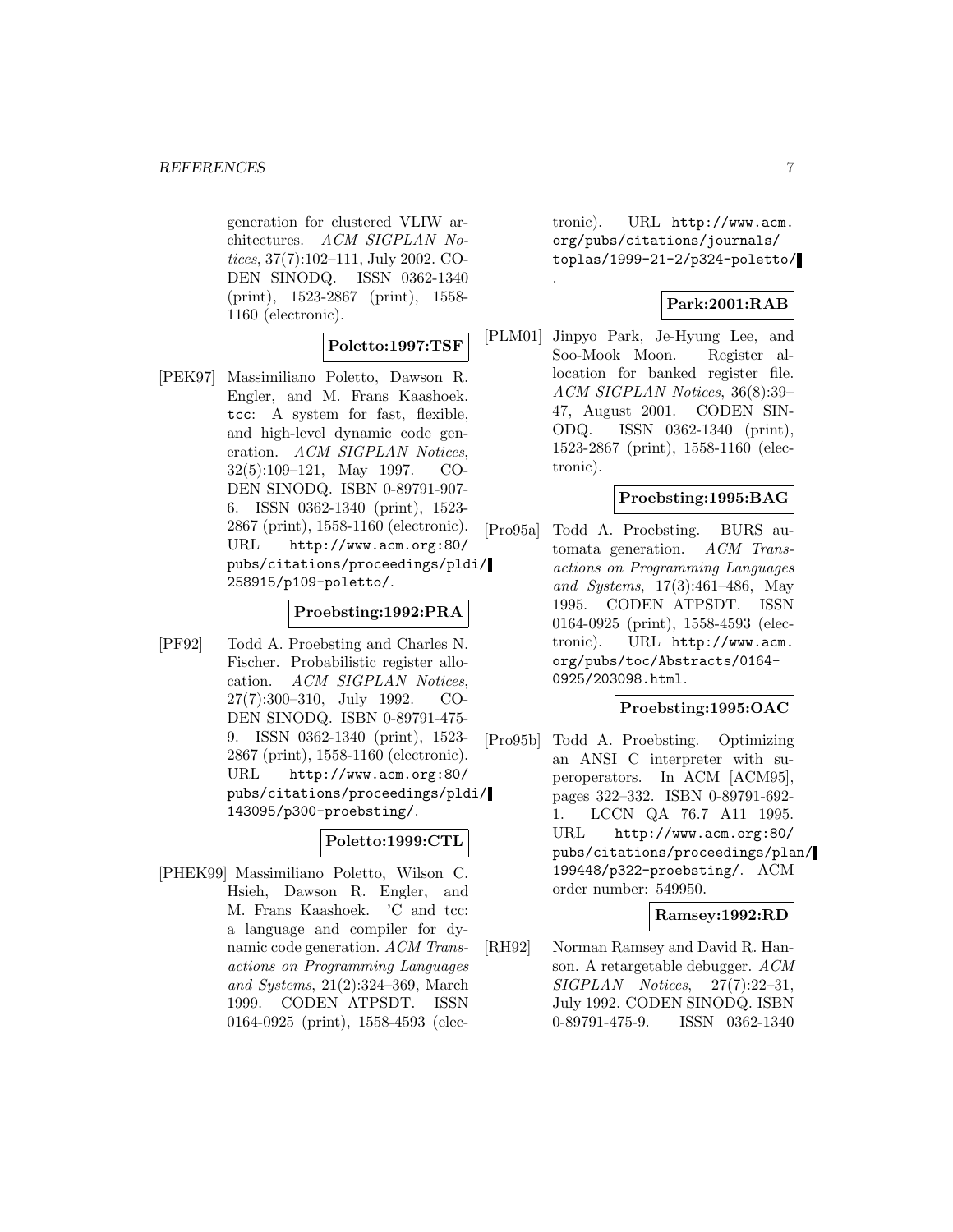generation for clustered VLIW architectures. *ACM SIGPLAN Notices*, 37(7):102–111, July 2002. CODEN SINODQ. ISSN 0362-1340 (print), 1523-2867 (print), 1558-1160 (electronic).

**Poletto:1997:TSF**

[PEK97] Massimiliano Poletto, Dawson R. Engler, and M. Frans Kaashoek. `tcc`: A system for fast, flexible, and high-level dynamic code generation. *ACM SIGPLAN Notices*, 32(5):109–121, May 1997. CODEN SINODQ. ISBN 0-89791-907-6. ISSN 0362-1340 (print), 1523-2867 (print), 1558-1160 (electronic). URL `http://www.acm.org:80/pubs/citations/proceedings/pldi/258915/p109-poletto/`.

**Proebsting:1992:PRA**

[PF92] Todd A. Proebsting and Charles N. Fischer. Probabilistic register allocation. *ACM SIGPLAN Notices*, 27(7):300–310, July 1992. CODEN SINODQ. ISBN 0-89791-475-9. ISSN 0362-1340 (print), 1523-2867 (print), 1558-1160 (electronic). URL `http://www.acm.org:80/pubs/citations/proceedings/pldi/143095/p300-proebsting/`.

**Poletto:1999:CTL**

[PHEK99] Massimiliano Poletto, Wilson C. Hsieh, Dawson R. Engler, and M. Frans Kaashoek. 'C and tcc: a language and compiler for dynamic code generation. *ACM Transactions on Programming Languages and Systems*, 21(2):324–369, March 1999. CODEN ATPSDT. ISSN 0164-0925 (print), 1558-4593 (electronic). URL `http://www.acm.org/pubs/citations/journals/toplas/1999-21-2/p324-poletto/`.

**Park:2001:RAB**

[PLM01] Jinpyo Park, Je-Hyung Lee, and Soo-Mook Moon. Register allocation for banked register file. *ACM SIGPLAN Notices*, 36(8):39–47, August 2001. CODEN SINODQ. ISSN 0362-1340 (print), 1523-2867 (print), 1558-1160 (electronic).

**Proebsting:1995:BAG**

[Pro95a] Todd A. Proebsting. BURS automata generation. *ACM Transactions on Programming Languages and Systems*, 17(3):461–486, May 1995. CODEN ATPSDT. ISSN 0164-0925 (print), 1558-4593 (electronic). URL `http://www.acm.org/pubs/toc/Abstracts/0164-0925/203098.html`.

**Proebsting:1995:OAC**

[Pro95b] Todd A. Proebsting. Optimizing an ANSI C interpreter with superoperators. In ACM [ACM95], pages 322–332. ISBN 0-89791-692-1. LCCN QA 76.7 A11 1995. URL `http://www.acm.org:80/pubs/citations/proceedings/plan/199448/p322-proebsting/`. ACM order number: 549950.

**Ramsey:1992:RD**

[RH92] Norman Ramsey and David R. Hanson. A retargetable debugger. *ACM SIGPLAN Notices*, 27(7):22–31, July 1992. CODEN SINODQ. ISBN 0-89791-475-9. ISSN 0362-1340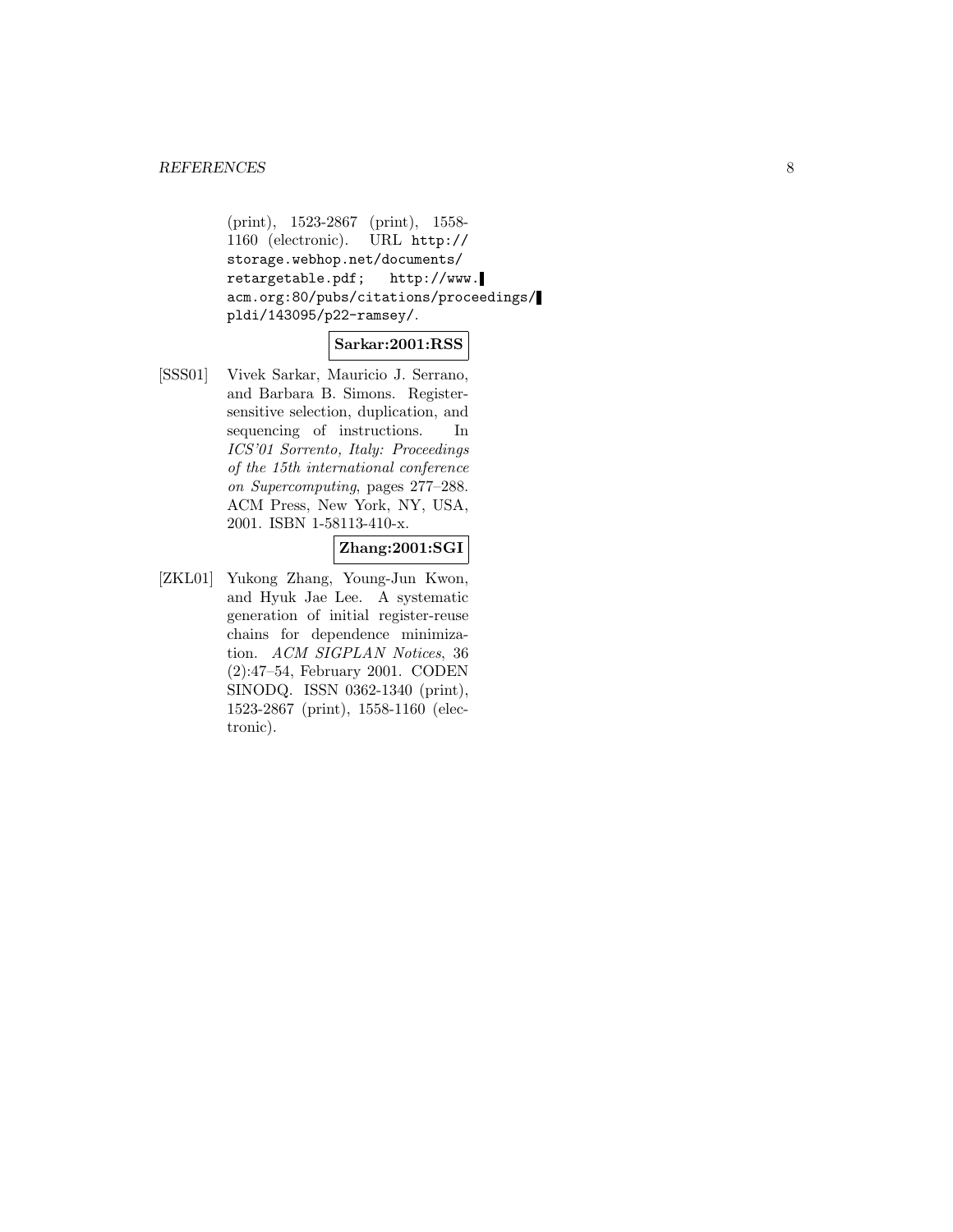(print), 1523-2867 (print), 1558-1160 (electronic). URL http://storage.webhop.net/documents/retargetable.pdf; http://www.acm.org:80/pubs/citations/proceedings/pldi/143095/p22-ramsey/.

**Sarkar:2001:RSS**

[SSS01] Vivek Sarkar, Mauricio J. Serrano, and Barbara B. Simons. Register-sensitive selection, duplication, and sequencing of instructions. In *ICS'01 Sorrento, Italy: Proceedings of the 15th international conference on Supercomputing*, pages 277–288. ACM Press, New York, NY, USA, 2001. ISBN 1-58113-410-x.

**Zhang:2001:SGI**

[ZKL01] Yukong Zhang, Young-Jun Kwon, and Hyuk Jae Lee. A systematic generation of initial register-reuse chains for dependence minimization. *ACM SIGPLAN Notices*, 36 (2):47–54, February 2001. CODEN SINODQ. ISSN 0362-1340 (print), 1523-2867 (print), 1558-1160 (electronic).